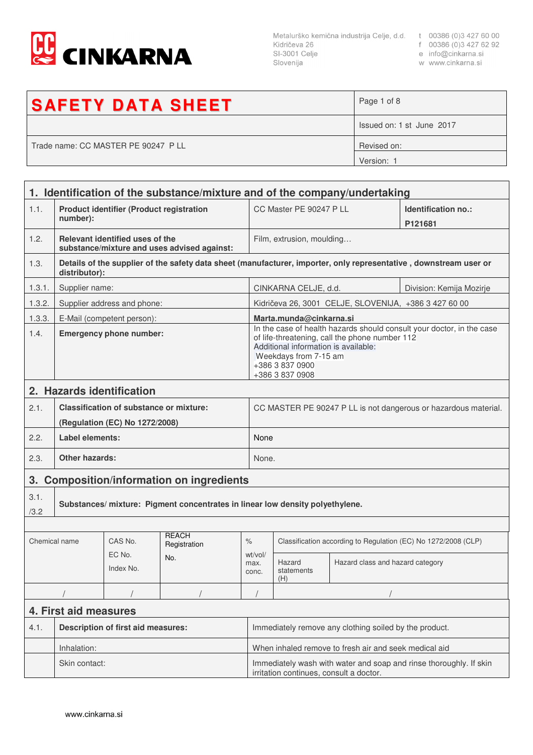CINKARNA

Metalurško kemična industrija Celje, d.d.
Kidričeva 26
SI-3001 Celje
Slovenija

t 00386 (0)3 427 60 00
f 00386 (0)3 427 62 92
e info@cinkarna.si
w www.cinkarna.si

| **SAFETY DATA SHEET** | |
|---|---|
| | Issued on: 1 st June 2017 |
| Trade name: CC MASTER PE 90247 P LL | Revised on: |
| | Version: 1 |

## 1. Identification of the substance/mixture and of the company/undertaking

| | | | |
|---|---|---|---|
| 1.1. | **Product identifier (Product registration number):** | CC Master PE 90247 P LL | **Identification no.: P121681** |
| 1.2. | **Relevant identified uses of the substance/mixture and uses advised against:** | Film, extrusion, moulding… | |
| 1.3. | **Details of the supplier of the safety data sheet (manufacturer, importer, only representative , downstream user or distributor):** | | |
| 1.3.1. | Supplier name: | CINKARNA CELJE, d.d. | Division: Kemija Mozirje |
| 1.3.2. | Supplier address and phone: | Kidričeva 26, 3001 CELJE, SLOVENIJA, +386 3 427 60 00 | |
| 1.3.3. | E-Mail (competent person): | **Marta.munda@cinkarna.si** | |
| 1.4. | **Emergency phone number:** | In the case of health hazards should consult your doctor, in the case of life-threatening, call the phone number 112<br>Additional information is available:<br>Weekdays from 7-15 am<br>+386 3 837 0900<br>+386 3 837 0908 | |

## 2. Hazards identification

| | | |
|---|---|---|
| 2.1. | **Classification of substance or mixture: (Regulation (EC) No 1272/2008)** | CC MASTER PE 90247 P LL is not dangerous or hazardous material. |
| 2.2. | **Label elements:** | None |
| 2.3. | **Other hazards:** | None. |

## 3. Composition/information on ingredients

3.1. /3.2 **Substances/ mixture: Pigment concentrates in linear low density polyethylene.**

| Chemical name | CAS No.<br>EC No.<br>Index No. | REACH Registration No. | % wt/vol/ max. conc. | Classification according to Regulation (EC) No 1272/2008 (CLP) | |
|---|---|---|---|---|---|
| | | | | Hazard statements (H) | Hazard class and hazard category |
| / | / | / | / | / | |

## 4. First aid measures

| | | |
|---|---|---|
| 4.1. | **Description of first aid measures:** | Immediately remove any clothing soiled by the product. |
| | Inhalation: | When inhaled remove to fresh air and seek medical aid |
| | Skin contact: | Immediately wash with water and soap and rinse thoroughly. If skin irritation continues, consult a doctor. |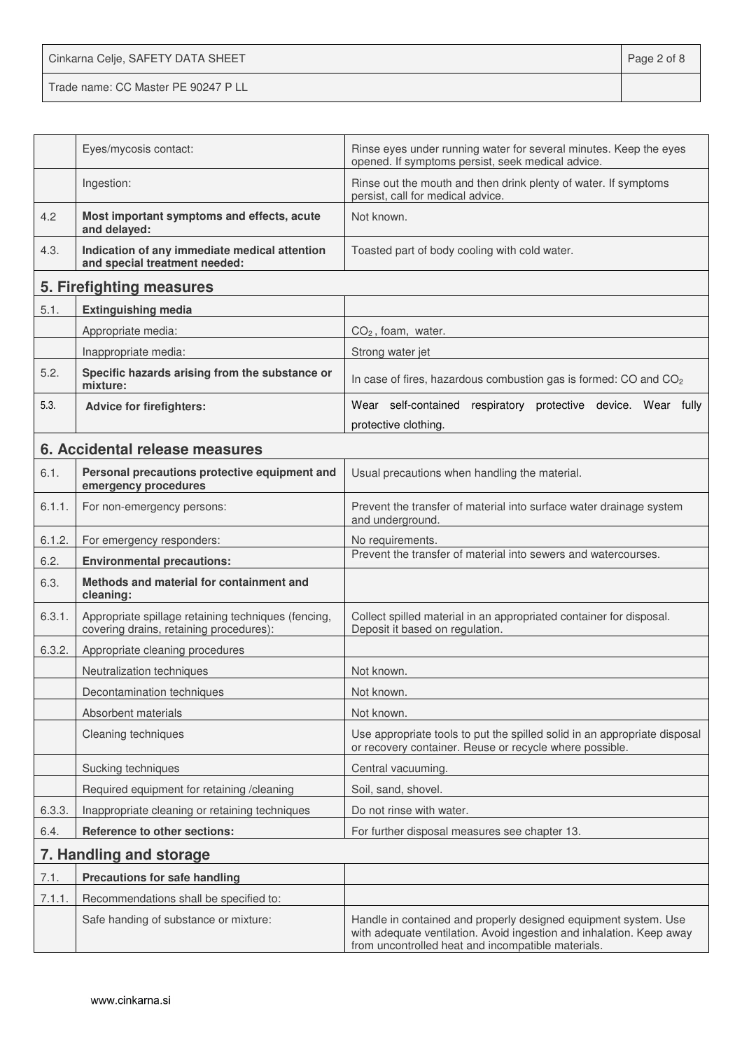| | | |
|---|---|---|
| | Eyes/mycosis contact: | Rinse eyes under running water for several minutes. Keep the eyes opened. If symptoms persist, seek medical advice. |
| | Ingestion: | Rinse out the mouth and then drink plenty of water. If symptoms persist, call for medical advice. |
| 4.2 | **Most important symptoms and effects, acute and delayed:** | Not known. |
| 4.3. | **Indication of any immediate medical attention and special treatment needed:** | Toasted part of body cooling with cold water. |

## 5. Firefighting measures

| | | |
|---|---|---|
| 5.1. | **Extinguishing media** | |
| | Appropriate media: | $CO_2$ , foam, water. |
| | Inappropriate media: | Strong water jet |
| 5.2. | **Specific hazards arising from the substance or mixture:** | In case of fires, hazardous combustion gas is formed: CO and $CO_2$ |
| 5.3. | **Advice for firefighters:** | Wear self-contained respiratory protective device. Wear fully protective clothing. |

## 6. Accidental release measures

| | | |
|---|---|---|
| 6.1. | **Personal precautions protective equipment and emergency procedures** | Usual precautions when handling the material. |
| 6.1.1. | For non-emergency persons: | Prevent the transfer of material into surface water drainage system and underground. |
| 6.1.2. | For emergency responders: | No requirements. |
| 6.2. | **Environmental precautions:** | Prevent the transfer of material into sewers and watercourses. |
| 6.3. | **Methods and material for containment and cleaning:** | |
| 6.3.1. | Appropriate spillage retaining techniques (fencing, covering drains, retaining procedures): | Collect spilled material in an appropriated container for disposal. Deposit it based on regulation. |
| 6.3.2. | Appropriate cleaning procedures | |
| | Neutralization techniques | Not known. |
| | Decontamination techniques | Not known. |
| | Absorbent materials | Not known. |
| | Cleaning techniques | Use appropriate tools to put the spilled solid in an appropriate disposal or recovery container. Reuse or recycle where possible. |
| | Sucking techniques | Central vacuuming. |
| | Required equipment for retaining /cleaning | Soil, sand, shovel. |
| 6.3.3. | Inappropriate cleaning or retaining techniques | Do not rinse with water. |
| 6.4. | **Reference to other sections:** | For further disposal measures see chapter 13. |

## 7. Handling and storage

| | | |
|---|---|---|
| 7.1. | **Precautions for safe handling** | |
| 7.1.1. | Recommendations shall be specified to: | |
| | Safe handing of substance or mixture: | Handle in contained and properly designed equipment system. Use with adequate ventilation. Avoid ingestion and inhalation. Keep away from uncontrolled heat and incompatible materials. |

www.cinkarna.si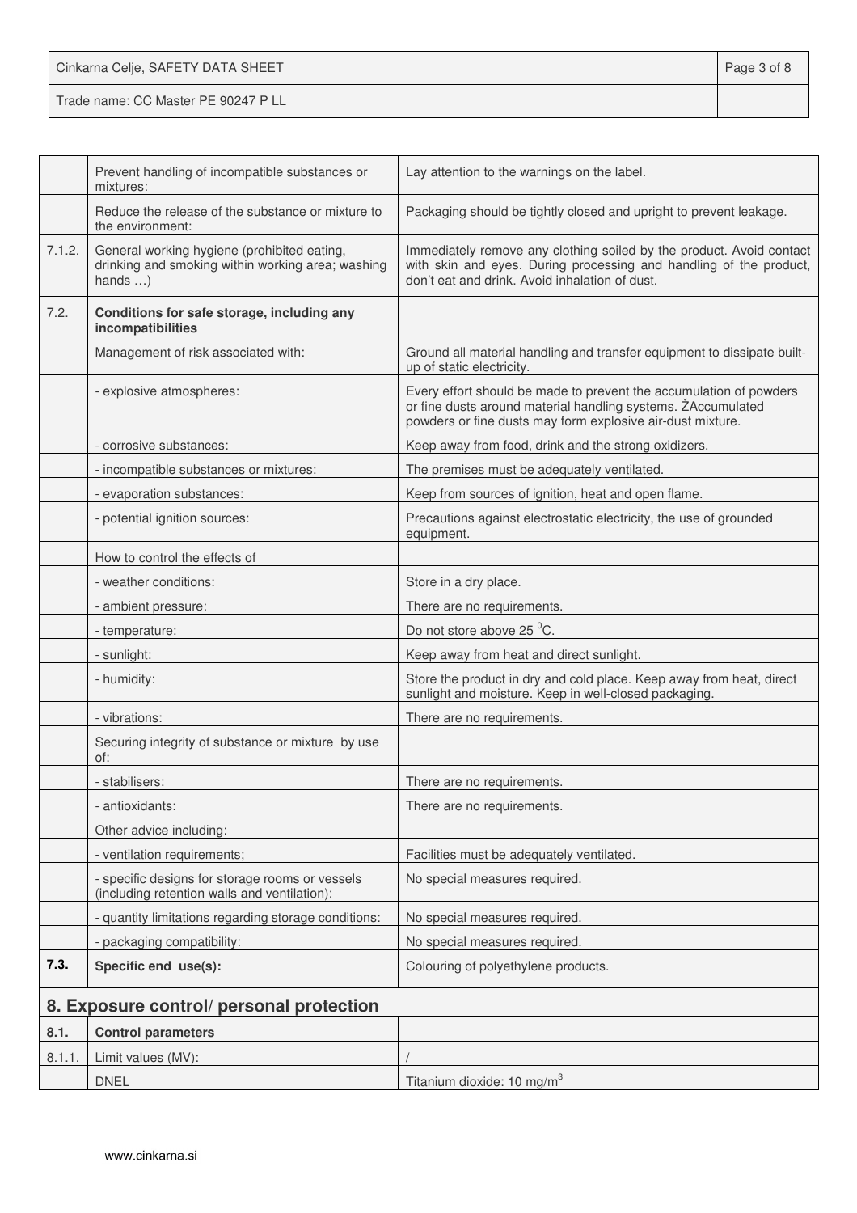| | | |
|---|---|---|
| | Prevent handling of incompatible substances or mixtures: | Lay attention to the warnings on the label. |
| | Reduce the release of the substance or mixture to the environment: | Packaging should be tightly closed and upright to prevent leakage. |
| 7.1.2. | General working hygiene (prohibited eating, drinking and smoking within working area; washing hands …) | Immediately remove any clothing soiled by the product. Avoid contact with skin and eyes. During processing and handling of the product, don't eat and drink. Avoid inhalation of dust. |
| 7.2. | **Conditions for safe storage, including any incompatibilities** | |
| | Management of risk associated with: | Ground all material handling and transfer equipment to dissipate built-up of static electricity. |
| | - explosive atmospheres: | Every effort should be made to prevent the accumulation of powders or fine dusts around material handling systems. ŽAccumulated powders or fine dusts may form explosive air-dust mixture. |
| | - corrosive substances: | Keep away from food, drink and the strong oxidizers. |
| | - incompatible substances or mixtures: | The premises must be adequately ventilated. |
| | - evaporation substances: | Keep from sources of ignition, heat and open flame. |
| | - potential ignition sources: | Precautions against electrostatic electricity, the use of grounded equipment. |
| | How to control the effects of | |
| | - weather conditions: | Store in a dry place. |
| | - ambient pressure: | There are no requirements. |
| | - temperature: | Do not store above 25 $^0$C. |
| | - sunlight: | Keep away from heat and direct sunlight. |
| | - humidity: | Store the product in dry and cold place. Keep away from heat, direct sunlight and moisture. Keep in well-closed packaging. |
| | - vibrations: | There are no requirements. |
| | Securing integrity of substance or mixture by use of: | |
| | - stabilisers: | There are no requirements. |
| | - antioxidants: | There are no requirements. |
| | Other advice including: | |
| | - ventilation requirements; | Facilities must be adequately ventilated. |
| | - specific designs for storage rooms or vessels (including retention walls and ventilation): | No special measures required. |
| | - quantity limitations regarding storage conditions: | No special measures required. |
| | - packaging compatibility: | No special measures required. |
| **7.3.** | **Specific end use(s):** | Colouring of polyethylene products. |

## 8. Exposure control/ personal protection

| | | |
|---|---|---|
| **8.1.** | **Control parameters** | |
| 8.1.1. | Limit values (MV): | / |
| | DNEL | Titanium dioxide: 10 mg/m$^3$ |

www.cinkarna.si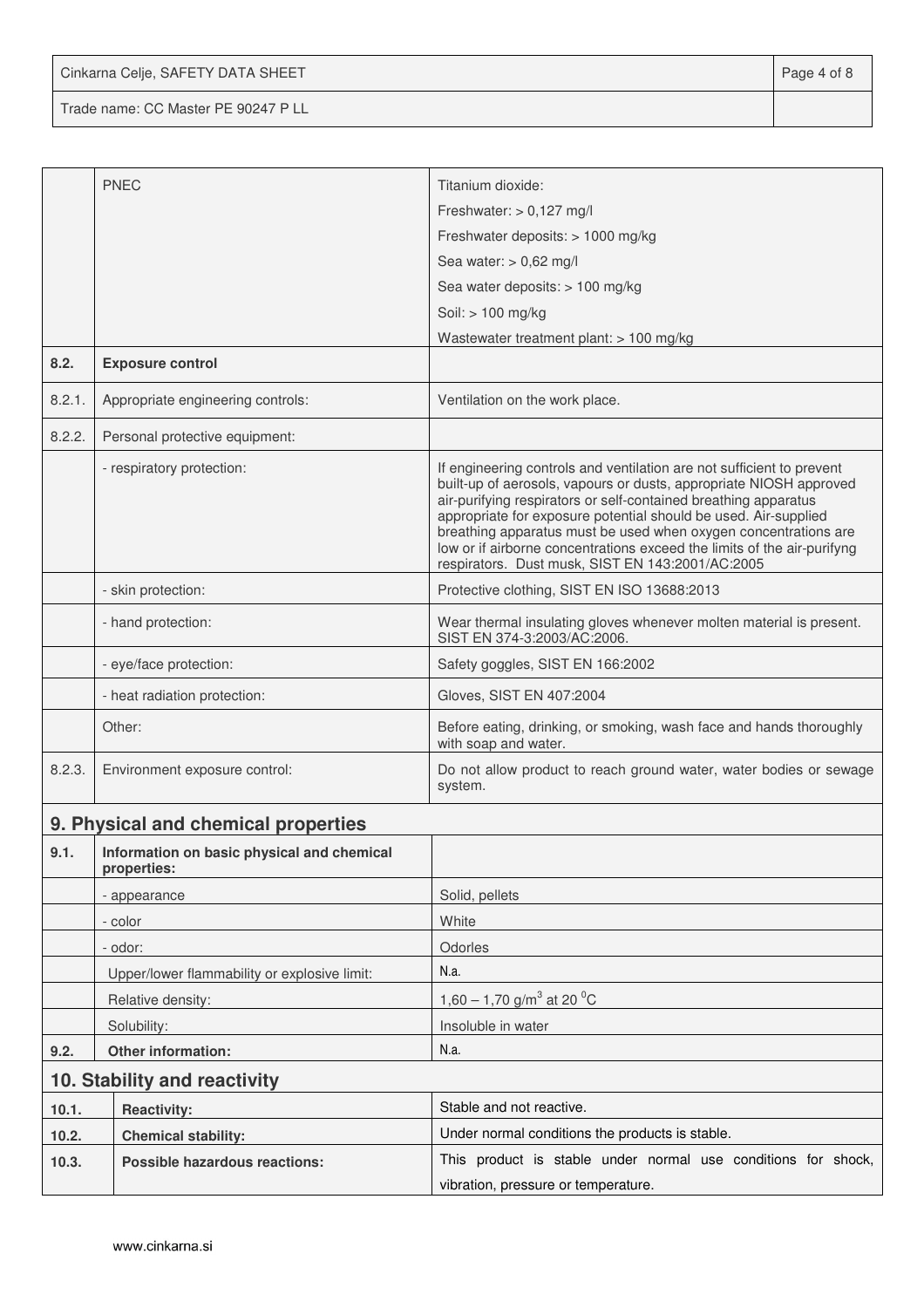|  | PNEC | Titanium dioxide:<br>Freshwater: > 0,127 mg/l<br>Freshwater deposits: > 1000 mg/kg<br>Sea water: > 0,62 mg/l<br>Sea water deposits: > 100 mg/kg<br>Soil: > 100 mg/kg<br>Wastewater treatment plant: > 100 mg/kg |
|---|---|---|
| **8.2.** | **Exposure control** |  |
| 8.2.1. | Appropriate engineering controls: | Ventilation on the work place. |
| 8.2.2. | Personal protective equipment: |  |
|  | - respiratory protection: | If engineering controls and ventilation are not sufficient to prevent built-up of aerosols, vapours or dusts, appropriate NIOSH approved air-purifying respirators or self-contained breathing apparatus appropriate for exposure potential should be used. Air-supplied breathing apparatus must be used when oxygen concentrations are low or if airborne concentrations exceed the limits of the air-purifyng respirators. Dust musk, SIST EN 143:2001/AC:2005 |
|  | - skin protection: | Protective clothing, SIST EN ISO 13688:2013 |
|  | - hand protection: | Wear thermal insulating gloves whenever molten material is present. SIST EN 374-3:2003/AC:2006. |
|  | - eye/face protection: | Safety goggles, SIST EN 166:2002 |
|  | - heat radiation protection: | Gloves, SIST EN 407:2004 |
|  | Other: | Before eating, drinking, or smoking, wash face and hands thoroughly with soap and water. |
| 8.2.3. | Environment exposure control: | Do not allow product to reach ground water, water bodies or sewage system. |

## 9. Physical and chemical properties

| 9.1. | **Information on basic physical and chemical properties:** |  |
|---|---|---|
|  | - appearance | Solid, pellets |
|  | - color | White |
|  | - odor: | Odorles |
|  | Upper/lower flammability or explosive limit: | N.a. |
|  | Relative density: | 1,60 – 1,70 g/m$^3$ at 20 $^0$C |
|  | Solubility: | Insoluble in water |
| **9.2.** | **Other information:** | N.a. |

## 10. Stability and reactivity

| 10.1. | **Reactivity:** | Stable and not reactive. |
|---|---|---|
| **10.2.** | **Chemical stability:** | Under normal conditions the products is stable. |
| **10.3.** | **Possible hazardous reactions:** | This product is stable under normal use conditions for shock, vibration, pressure or temperature. |

www.cinkarna.si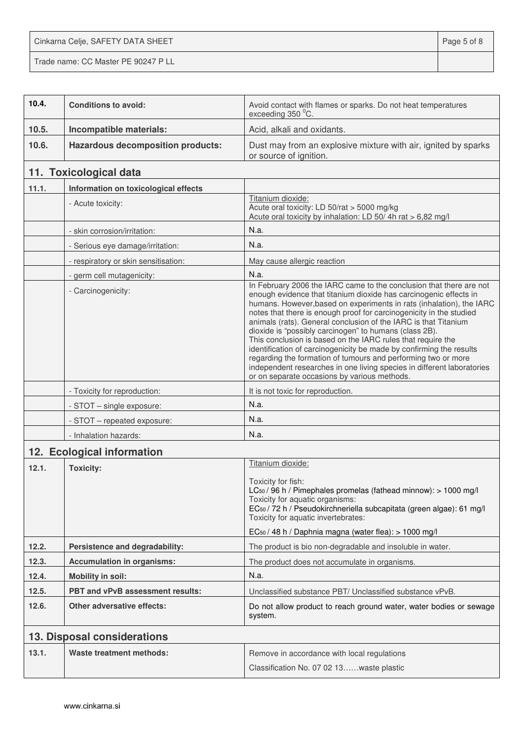| | | |
|---|---|---|
| **10.4.** | **Conditions to avoid:** | Avoid contact with flames or sparks. Do not heat temperatures exceeding 350 $^0$C. |
| **10.5.** | **Incompatible materials:** | Acid, alkali and oxidants. |
| **10.6.** | **Hazardous decomposition products:** | Dust may from an explosive mixture with air, ignited by sparks or source of ignition. |

## 11. Toxicological data

| | | |
|---|---|---|
| **11.1.** | **Information on toxicological effects** | |
| | - Acute toxicity: | Titanium dioxide:<br>Acute oral toxicity: LD 50/rat > 5000 mg/kg<br>Acute oral toxicity by inhalation: LD 50/ 4h rat > 6,82 mg/l |
| | - skin corrosion/irritation: | N.a. |
| | - Serious eye damage/irritation: | N.a. |
| | - respiratory or skin sensitisation: | May cause allergic reaction |
| | - germ cell mutagenicity: | N.a. |
| | - Carcinogenicity: | In February 2006 the IARC came to the conclusion that there are not enough evidence that titanium dioxide has carcinogenic effects in humans. However,based on experiments in rats (inhalation), the IARC notes that there is enough proof for carcinogenicity in the studied animals (rats). General conclusion of the IARC is that Titanium dioxide is "possibly carcinogen" to humans (class 2B).<br>This conclusion is based on the IARC rules that require the identification of carcinogenicity be made by confirming the results regarding the formation of tumours and performing two or more independent researches in one living species in different laboratories or on separate occasions by various methods. |
| | - Toxicity for reproduction: | It is not toxic for reproduction. |
| | - STOT – single exposure: | N.a. |
| | - STOT – repeated exposure: | N.a. |
| | - Inhalation hazards: | N.a. |

## 12. Ecological information

| | | |
|---|---|---|
| **12.1.** | **Toxicity:** | Titanium dioxide:<br><br>Toxicity for fish:<br>$LC_{50}$ / 96 h / Pimephales promelas (fathead minnow): > 1000 mg/l<br>Toxicity for aquatic organisms:<br>$EC_{50}$ / 72 h / Pseudokirchneriella subcapitata (green algae): 61 mg/l<br>Toxicity for aquatic invertebrates:<br><br>$EC_{50}$ / 48 h / Daphnia magna (water flea): > 1000 mg/l |
| **12.2.** | **Persistence and degradability:** | The product is bio non-degradable and insoluble in water. |
| **12.3.** | **Accumulation in organisms:** | The product does not accumulate in organisms. |
| **12.4.** | **Mobility in soil:** | N.a. |
| **12.5.** | **PBT and vPvB assessment results:** | Unclassified substance PBT/ Unclassified substance vPvB. |
| **12.6.** | **Other adversative effects:** | Do not allow product to reach ground water, water bodies or sewage system. |

## 13. Disposal considerations

| | | |
|---|---|---|
| **13.1.** | **Waste treatment methods:** | Remove in accordance with local regulations<br><br>Classification No. 07 02 13……waste plastic |

www.cinkarna.si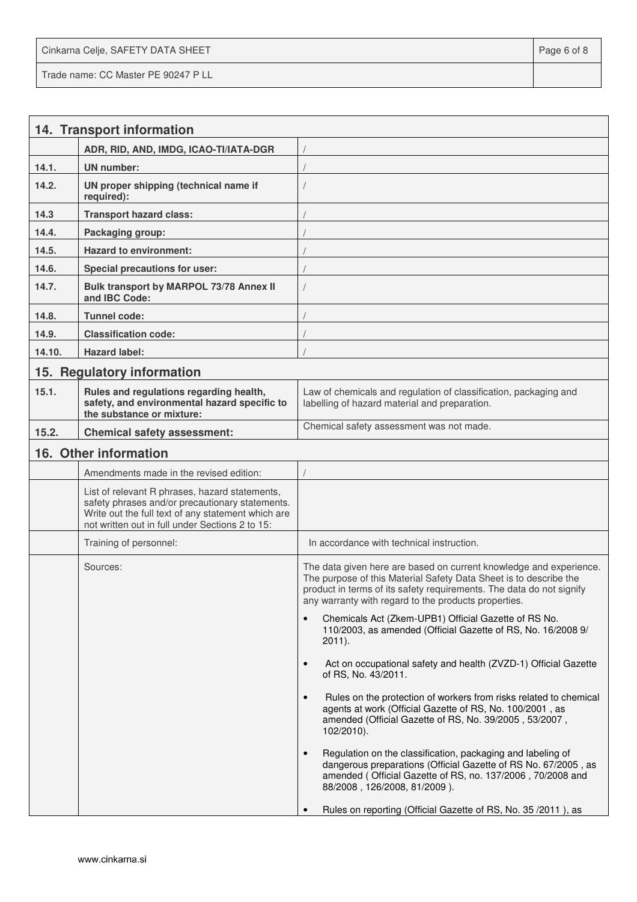| **14. Transport information** | | |
|---|---|---|
| | **ADR, RID, AND, IMDG, ICAO-TI/IATA-DGR** | / |
| **14.1.** | **UN number:** | / |
| **14.2.** | **UN proper shipping (technical name if required):** | / |
| **14.3** | **Transport hazard class:** | / |
| **14.4.** | **Packaging group:** | / |
| **14.5.** | **Hazard to environment:** | / |
| **14.6.** | **Special precautions for user:** | / |
| **14.7.** | **Bulk transport by MARPOL 73/78 Annex II and IBC Code:** | / |
| **14.8.** | **Tunnel code:** | / |
| **14.9.** | **Classification code:** | / |
| **14.10.** | **Hazard label:** | / |
| **15. Regulatory information** | | |
| **15.1.** | **Rules and regulations regarding health, safety, and environmental hazard specific to the substance or mixture:** | Law of chemicals and regulation of classification, packaging and labelling of hazard material and preparation. |
| **15.2.** | **Chemical safety assessment:** | Chemical safety assessment was not made. |
| **16. Other information** | | |
| | Amendments made in the revised edition: | / |
| | List of relevant R phrases, hazard statements, safety phrases and/or precautionary statements. Write out the full text of any statement which are not written out in full under Sections 2 to 15: | |
| | Training of personnel: | In accordance with technical instruction. |
| | Sources: | The data given here are based on current knowledge and experience. The purpose of this Material Safety Data Sheet is to describe the product in terms of its safety requirements. The data do not signify any warranty with regard to the products properties.<br>• Chemicals Act (Zkem-UPB1) Official Gazette of RS No. 110/2003, as amended (Official Gazette of RS, No. 16/2008 9/ 2011).<br>• Act on occupational safety and health (ZVZD-1) Official Gazette of RS, No. 43/2011.<br>• Rules on the protection of workers from risks related to chemical agents at work (Official Gazette of RS, No. 100/2001 , as amended (Official Gazette of RS, No. 39/2005 , 53/2007 , 102/2010).<br>• Regulation on the classification, packaging and labeling of dangerous preparations (Official Gazette of RS No. 67/2005 , as amended ( Official Gazette of RS, no. 137/2006 , 70/2008 and 88/2008 , 126/2008, 81/2009 ).<br>• Rules on reporting (Official Gazette of RS, No. 35 /2011 ), as |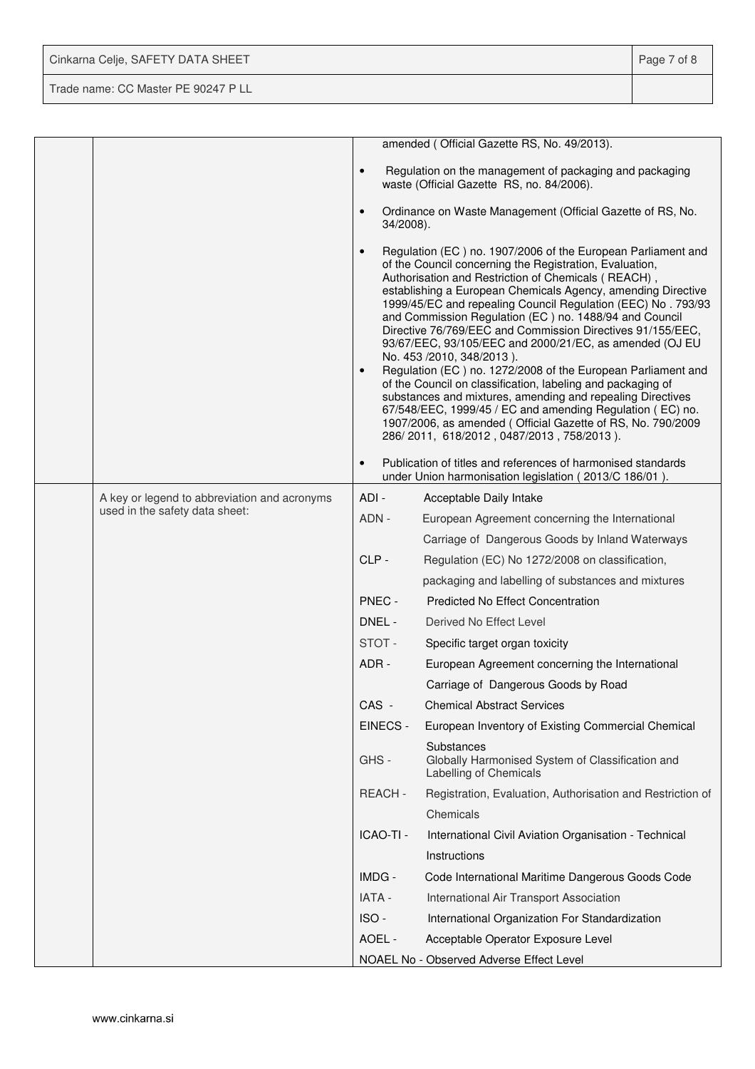| | | amended ( Official Gazette RS, No. 49/2013).<br><br>- Regulation on the management of packaging and packaging waste (Official Gazette RS, no. 84/2006).<br>- Ordinance on Waste Management (Official Gazette of RS, No. 34/2008).<br>- Regulation (EC ) no. 1907/2006 of the European Parliament and of the Council concerning the Registration, Evaluation, Authorisation and Restriction of Chemicals ( REACH) , establishing a European Chemicals Agency, amending Directive 1999/45/EC and repealing Council Regulation (EEC) No . 793/93 and Commission Regulation (EC ) no. 1488/94 and Council Directive 76/769/EEC and Commission Directives 91/155/EEC, 93/67/EEC, 93/105/EEC and 2000/21/EC, as amended (OJ EU No. 453 /2010, 348/2013 ).<br>- Regulation (EC ) no. 1272/2008 of the European Parliament and of the Council on classification, labeling and packaging of substances and mixtures, amending and repealing Directives 67/548/EEC, 1999/45 / EC and amending Regulation ( EC) no. 1907/2006, as amended ( Official Gazette of RS, No. 790/2009 286/ 2011, 618/2012 , 0487/2013 , 758/2013 ).<br>- Publication of titles and references of harmonised standards under Union harmonisation legislation ( 2013/C 186/01 ). |
|---|---|---|
| | A key or legend to abbreviation and acronyms used in the safety data sheet: | ADI - Acceptable Daily Intake<br>ADN - European Agreement concerning the International Carriage of Dangerous Goods by Inland Waterways<br>CLP - Regulation (EC) No 1272/2008 on classification, packaging and labelling of substances and mixtures<br>PNEC - Predicted No Effect Concentration<br>DNEL - Derived No Effect Level<br>STOT - Specific target organ toxicity<br>ADR - European Agreement concerning the International Carriage of Dangerous Goods by Road<br>CAS - Chemical Abstract Services<br>EINECS - European Inventory of Existing Commercial Chemical Substances<br>GHS - Globally Harmonised System of Classification and Labelling of Chemicals<br>REACH - Registration, Evaluation, Authorisation and Restriction of Chemicals<br>ICAO-TI - International Civil Aviation Organisation - Technical Instructions<br>IMDG - Code International Maritime Dangerous Goods Code<br>IATA - International Air Transport Association<br>ISO - International Organization For Standardization<br>AOEL - Acceptable Operator Exposure Level<br>NOAEL No - Observed Adverse Effect Level |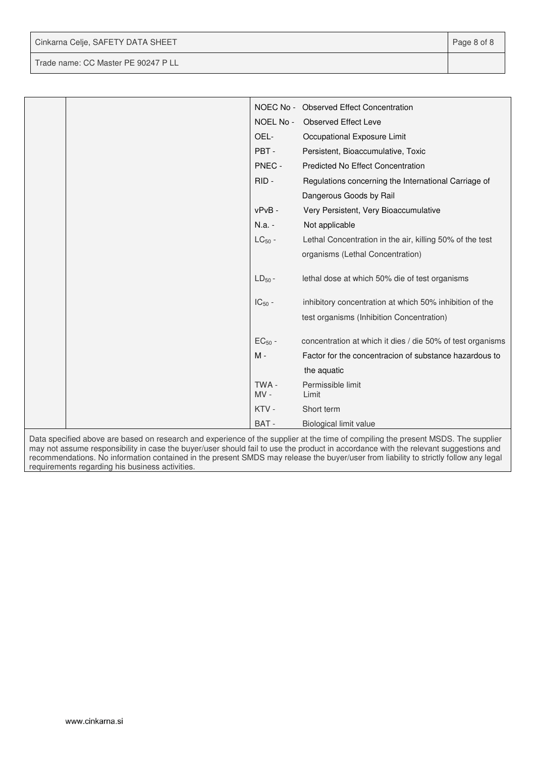| | | | |
|---|---|---|---|
| | | NOEC No - | Observed Effect Concentration |
| | | NOEL No - | Observed Effect Leve |
| | | OEL- | Occupational Exposure Limit |
| | | PBT - | Persistent, Bioaccumulative, Toxic |
| | | PNEC - | Predicted No Effect Concentration |
| | | RID - | Regulations concerning the International Carriage of Dangerous Goods by Rail |
| | | vPvB - | Very Persistent, Very Bioaccumulative |
| | | N.a. - | Not applicable |
| | | $LC_{50}$ - | Lethal Concentration in the air, killing 50% of the test organisms (Lethal Concentration) |
| | | $LD_{50}$ - | lethal dose at which 50% die of test organisms |
| | | $IC_{50}$ - | inhibitory concentration at which 50% inhibition of the test organisms (Inhibition Concentration) |
| | | $EC_{50}$ - | concentration at which it dies / die 50% of test organisms |
| | | M - | Factor for the concentracion of substance hazardous to the aquatic |
| | | TWA - | Permissible limit |
| | | MV - | Limit |
| | | KTV - | Short term |
| | | BAT - | Biological limit value |

Data specified above are based on research and experience of the supplier at the time of compiling the present MSDS. The supplier may not assume responsibility in case the buyer/user should fail to use the product in accordance with the relevant suggestions and recommendations. No information contained in the present SMDS may release the buyer/user from liability to strictly follow any legal requirements regarding his business activities.